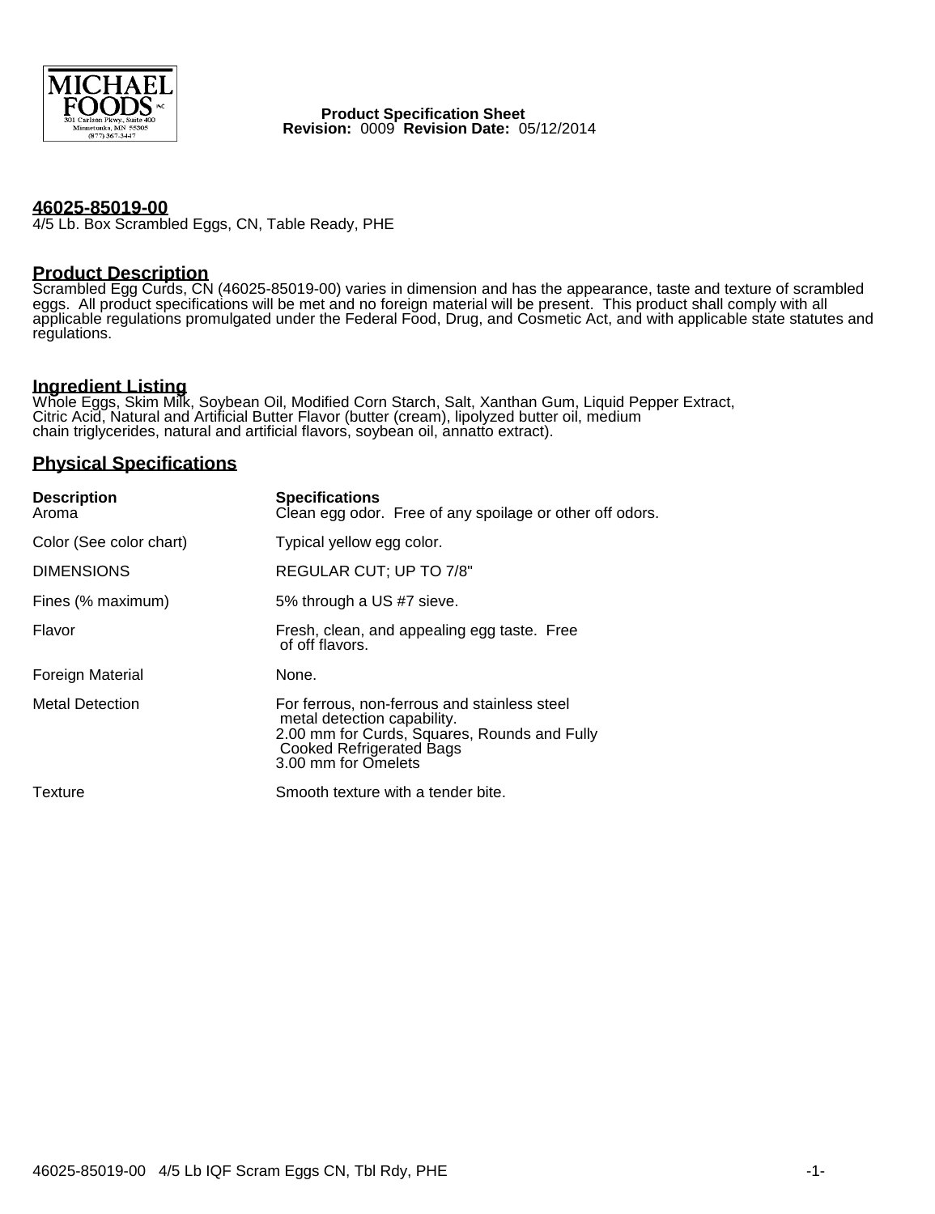MICHAEL FOODS INC
301 Carlson Pkwy., Suite 400
Minnetonka, MN 55305
(877) 367-3447

**Product Specification Sheet**
**Revision:** 0009 **Revision Date:** 05/12/2014

## 46025-85019-00

4/5 Lb. Box Scrambled Eggs, CN, Table Ready, PHE

## Product Description

Scrambled Egg Curds, CN (46025-85019-00) varies in dimension and has the appearance, taste and texture of scrambled eggs. All product specifications will be met and no foreign material will be present. This product shall comply with all applicable regulations promulgated under the Federal Food, Drug, and Cosmetic Act, and with applicable state statutes and regulations.

## Ingredient Listing

Whole Eggs, Skim Milk, Soybean Oil, Modified Corn Starch, Salt, Xanthan Gum, Liquid Pepper Extract, Citric Acid, Natural and Artificial Butter Flavor (butter (cream), lipolyzed butter oil, medium chain triglycerides, natural and artificial flavors, soybean oil, annatto extract).

## Physical Specifications

| Description | Specifications |
|---|---|
| Aroma | Clean egg odor. Free of any spoilage or other off odors. |
| Color (See color chart) | Typical yellow egg color. |
| DIMENSIONS | REGULAR CUT; UP TO 7/8" |
| Fines (% maximum) | 5% through a US #7 sieve. |
| Flavor | Fresh, clean, and appealing egg taste. Free of off flavors. |
| Foreign Material | None. |
| Metal Detection | For ferrous, non-ferrous and stainless steel metal detection capability.<br>2.00 mm for Curds, Squares, Rounds and Fully Cooked Refrigerated Bags<br>3.00 mm for Omelets |
| Texture | Smooth texture with a tender bite. |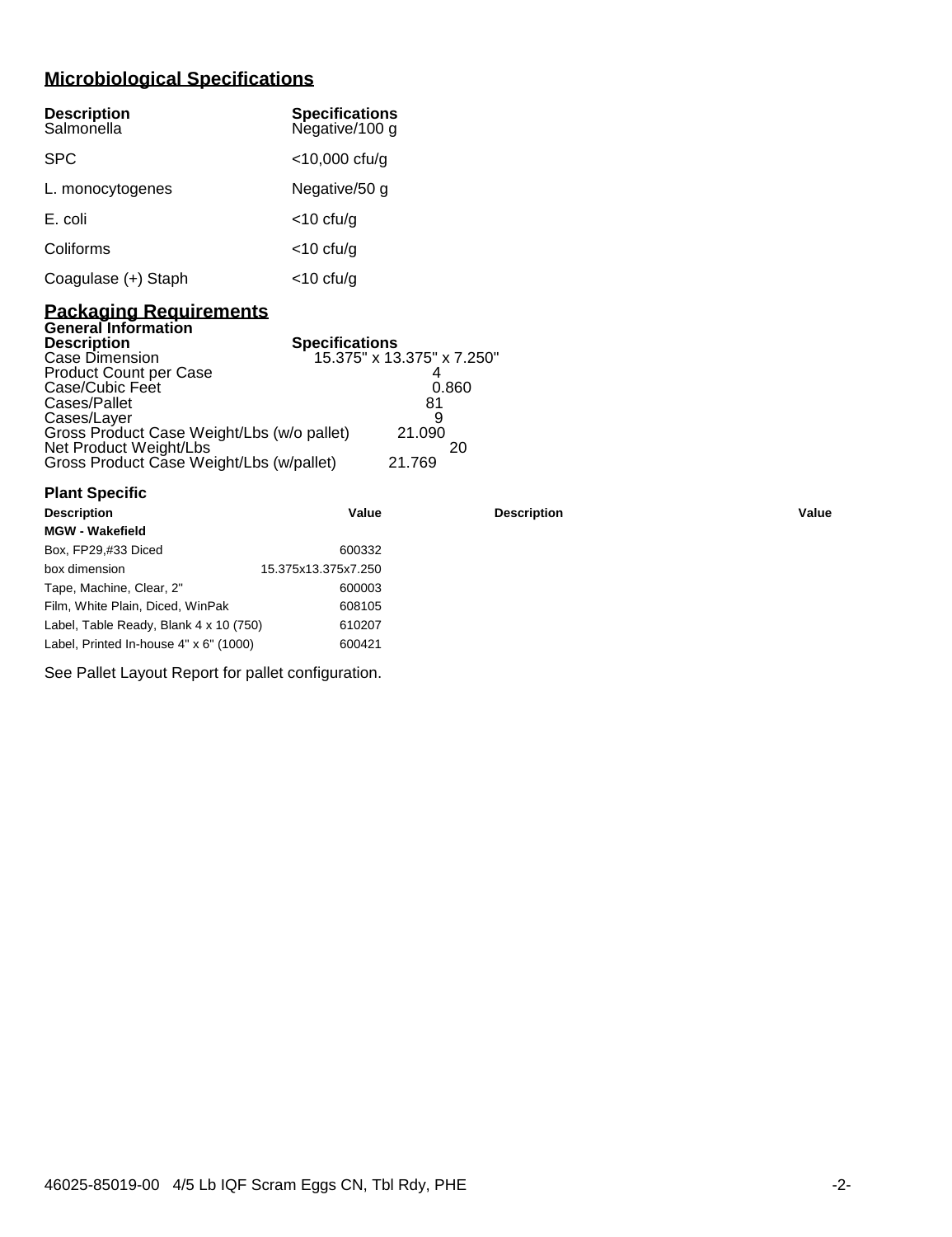## Microbiological Specifications

| Description | Specifications |
|---|---|
| Salmonella | Negative/100 g |
| SPC | <10,000 cfu/g |
| L. monocytogenes | Negative/50 g |
| E. coli | <10 cfu/g |
| Coliforms | <10 cfu/g |
| Coagulase (+) Staph | <10 cfu/g |

## Packaging Requirements

**General Information**

| Description | Specifications |
|---|---|
| Case Dimension | 15.375" x 13.375" x 7.250" |
| Product Count per Case | 4 |
| Case/Cubic Feet | 0.860 |
| Cases/Pallet | 81 |
| Cases/Layer | 9 |
| Gross Product Case Weight/Lbs (w/o pallet) | 21.090 |
| Net Product Weight/Lbs | 20 |
| Gross Product Case Weight/Lbs (w/pallet) | 21.769 |

**Plant Specific**

| Description | Value | Description | Value |
|---|---|---|---|
| **MGW - Wakefield** | | | |
| Box, FP29,#33 Diced | 600332 | | |
| box dimension | 15.375x13.375x7.250 | | |
| Tape, Machine, Clear, 2" | 600003 | | |
| Film, White Plain, Diced, WinPak | 608105 | | |
| Label, Table Ready, Blank 4 x 10 (750) | 610207 | | |
| Label, Printed In-house 4" x 6" (1000) | 600421 | | |

See Pallet Layout Report for pallet configuration.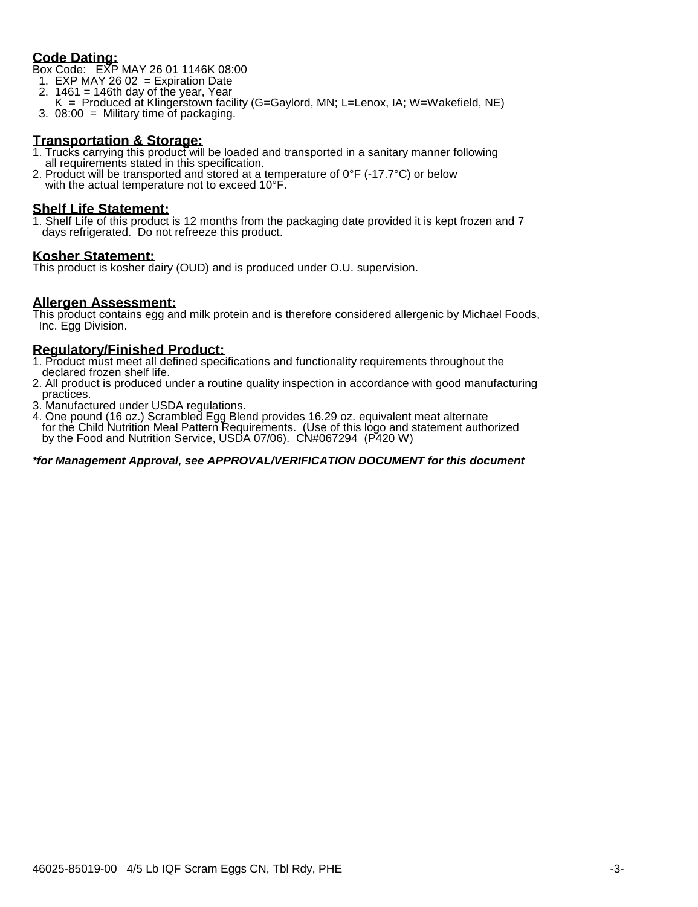## Code Dating:

Box Code: EXP MAY 26 01 1146K 08:00

1. EXP MAY 26 02 = Expiration Date
2. 1461 = 146th day of the year, Year
   K = Produced at Klingerstown facility (G=Gaylord, MN; L=Lenox, IA; W=Wakefield, NE)
3. 08:00 = Military time of packaging.

## Transportation & Storage:

1. Trucks carrying this product will be loaded and transported in a sanitary manner following all requirements stated in this specification.
2. Product will be transported and stored at a temperature of 0°F (-17.7°C) or below with the actual temperature not to exceed 10°F.

## Shelf Life Statement:

1. Shelf Life of this product is 12 months from the packaging date provided it is kept frozen and 7 days refrigerated. Do not refreeze this product.

## Kosher Statement:

This product is kosher dairy (OUD) and is produced under O.U. supervision.

## Allergen Assessment:

This product contains egg and milk protein and is therefore considered allergenic by Michael Foods, Inc. Egg Division.

## Regulatory/Finished Product:

1. Product must meet all defined specifications and functionality requirements throughout the declared frozen shelf life.
2. All product is produced under a routine quality inspection in accordance with good manufacturing practices.
3. Manufactured under USDA regulations.
4. One pound (16 oz.) Scrambled Egg Blend provides 16.29 oz. equivalent meat alternate for the Child Nutrition Meal Pattern Requirements. (Use of this logo and statement authorized by the Food and Nutrition Service, USDA 07/06). CN#067294 (P420 W)

***for Management Approval, see APPROVAL/VERIFICATION DOCUMENT for this document***

46025-85019-00 4/5 Lb IQF Scram Eggs CN, Tbl Rdy, PHE